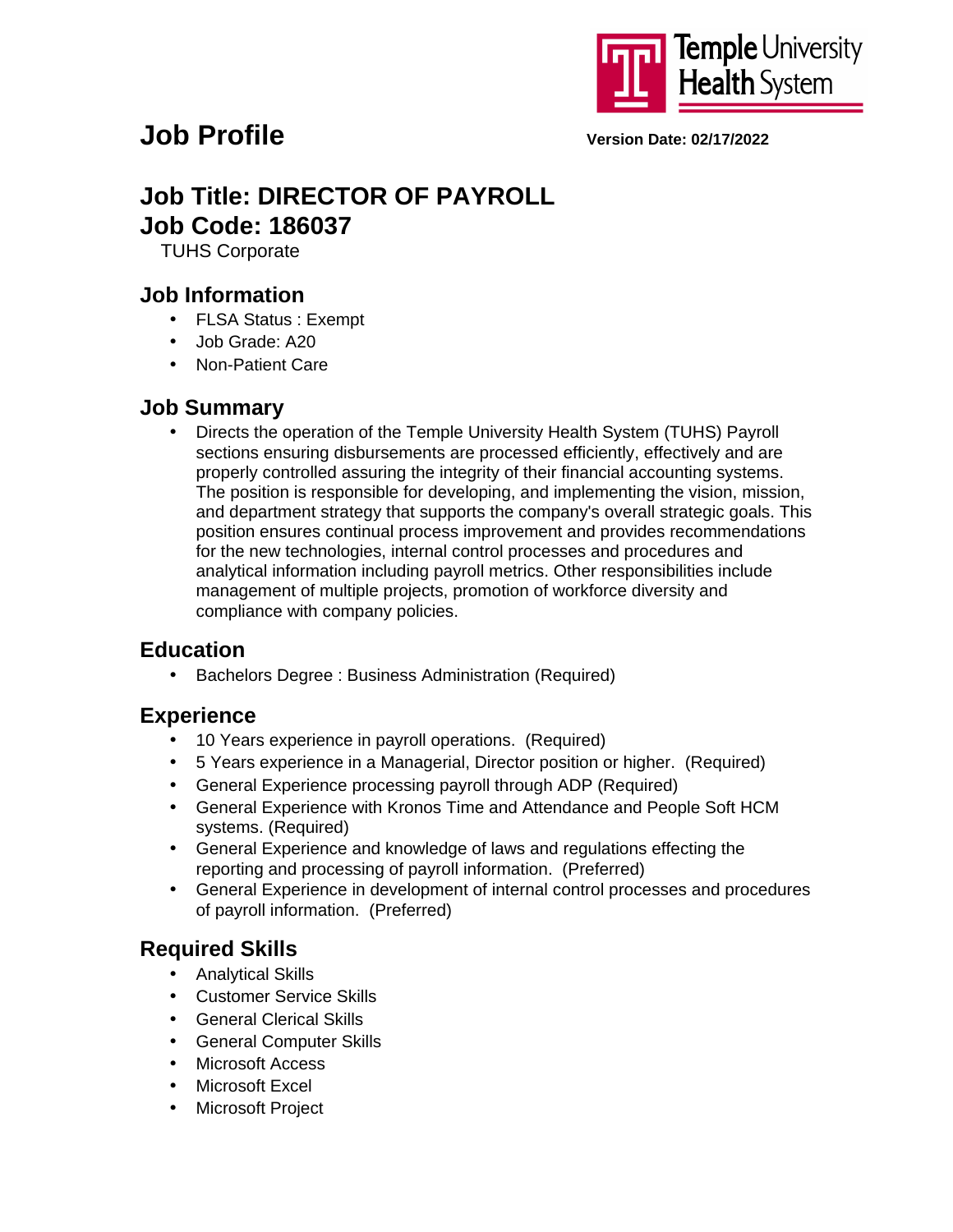# Job Profile

**Version Date: 02/17/2022**

## Job Title: DIRECTOR OF PAYROLL
## Job Code: 186037

TUHS Corporate

### Job Information

- FLSA Status : Exempt
- Job Grade: A20
- Non-Patient Care

### Job Summary

- Directs the operation of the Temple University Health System (TUHS) Payroll sections ensuring disbursements are processed efficiently, effectively and are properly controlled assuring the integrity of their financial accounting systems. The position is responsible for developing, and implementing the vision, mission, and department strategy that supports the company's overall strategic goals. This position ensures continual process improvement and provides recommendations for the new technologies, internal control processes and procedures and analytical information including payroll metrics. Other responsibilities include management of multiple projects, promotion of workforce diversity and compliance with company policies.

### Education

- Bachelors Degree : Business Administration (Required)

### Experience

- 10 Years experience in payroll operations. (Required)
- 5 Years experience in a Managerial, Director position or higher. (Required)
- General Experience processing payroll through ADP (Required)
- General Experience with Kronos Time and Attendance and People Soft HCM systems. (Required)
- General Experience and knowledge of laws and regulations effecting the reporting and processing of payroll information. (Preferred)
- General Experience in development of internal control processes and procedures of payroll information. (Preferred)

### Required Skills

- Analytical Skills
- Customer Service Skills
- General Clerical Skills
- General Computer Skills
- Microsoft Access
- Microsoft Excel
- Microsoft Project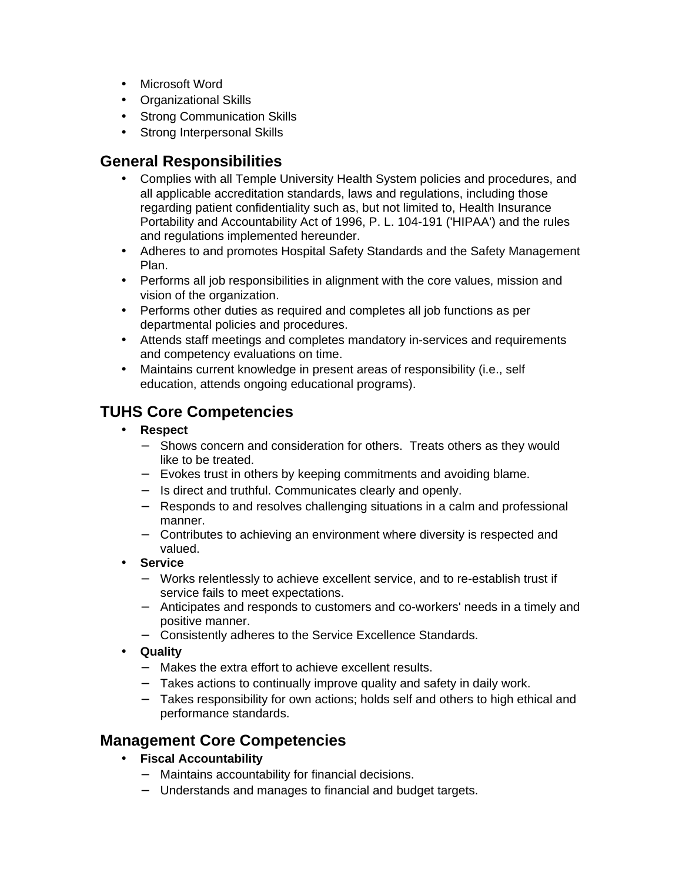- Microsoft Word
- Organizational Skills
- Strong Communication Skills
- Strong Interpersonal Skills

## General Responsibilities

- Complies with all Temple University Health System policies and procedures, and all applicable accreditation standards, laws and regulations, including those regarding patient confidentiality such as, but not limited to, Health Insurance Portability and Accountability Act of 1996, P. L. 104-191 ('HIPAA') and the rules and regulations implemented hereunder.
- Adheres to and promotes Hospital Safety Standards and the Safety Management Plan.
- Performs all job responsibilities in alignment with the core values, mission and vision of the organization.
- Performs other duties as required and completes all job functions as per departmental policies and procedures.
- Attends staff meetings and completes mandatory in-services and requirements and competency evaluations on time.
- Maintains current knowledge in present areas of responsibility (i.e., self education, attends ongoing educational programs).

## TUHS Core Competencies

- **Respect**
  - Shows concern and consideration for others. Treats others as they would like to be treated.
  - Evokes trust in others by keeping commitments and avoiding blame.
  - Is direct and truthful. Communicates clearly and openly.
  - Responds to and resolves challenging situations in a calm and professional manner.
  - Contributes to achieving an environment where diversity is respected and valued.
- **Service**
  - Works relentlessly to achieve excellent service, and to re-establish trust if service fails to meet expectations.
  - Anticipates and responds to customers and co-workers' needs in a timely and positive manner.
  - Consistently adheres to the Service Excellence Standards.
- **Quality**
  - Makes the extra effort to achieve excellent results.
  - Takes actions to continually improve quality and safety in daily work.
  - Takes responsibility for own actions; holds self and others to high ethical and performance standards.

## Management Core Competencies

- **Fiscal Accountability**
  - Maintains accountability for financial decisions.
  - Understands and manages to financial and budget targets.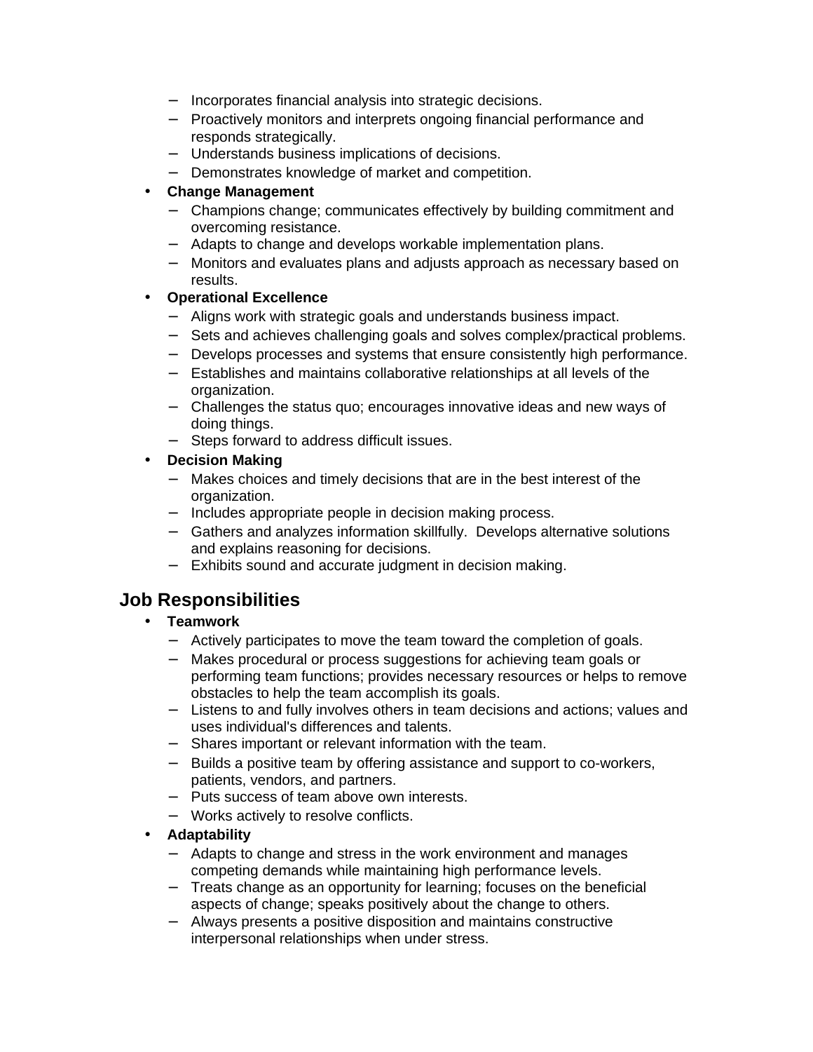- Incorporates financial analysis into strategic decisions.
  - Proactively monitors and interprets ongoing financial performance and responds strategically.
  - Understands business implications of decisions.
  - Demonstrates knowledge of market and competition.
- **Change Management**
  - Champions change; communicates effectively by building commitment and overcoming resistance.
  - Adapts to change and develops workable implementation plans.
  - Monitors and evaluates plans and adjusts approach as necessary based on results.
- **Operational Excellence**
  - Aligns work with strategic goals and understands business impact.
  - Sets and achieves challenging goals and solves complex/practical problems.
  - Develops processes and systems that ensure consistently high performance.
  - Establishes and maintains collaborative relationships at all levels of the organization.
  - Challenges the status quo; encourages innovative ideas and new ways of doing things.
  - Steps forward to address difficult issues.
- **Decision Making**
  - Makes choices and timely decisions that are in the best interest of the organization.
  - Includes appropriate people in decision making process.
  - Gathers and analyzes information skillfully. Develops alternative solutions and explains reasoning for decisions.
  - Exhibits sound and accurate judgment in decision making.

## Job Responsibilities

- **Teamwork**
  - Actively participates to move the team toward the completion of goals.
  - Makes procedural or process suggestions for achieving team goals or performing team functions; provides necessary resources or helps to remove obstacles to help the team accomplish its goals.
  - Listens to and fully involves others in team decisions and actions; values and uses individual's differences and talents.
  - Shares important or relevant information with the team.
  - Builds a positive team by offering assistance and support to co-workers, patients, vendors, and partners.
  - Puts success of team above own interests.
  - Works actively to resolve conflicts.
- **Adaptability**
  - Adapts to change and stress in the work environment and manages competing demands while maintaining high performance levels.
  - Treats change as an opportunity for learning; focuses on the beneficial aspects of change; speaks positively about the change to others.
  - Always presents a positive disposition and maintains constructive interpersonal relationships when under stress.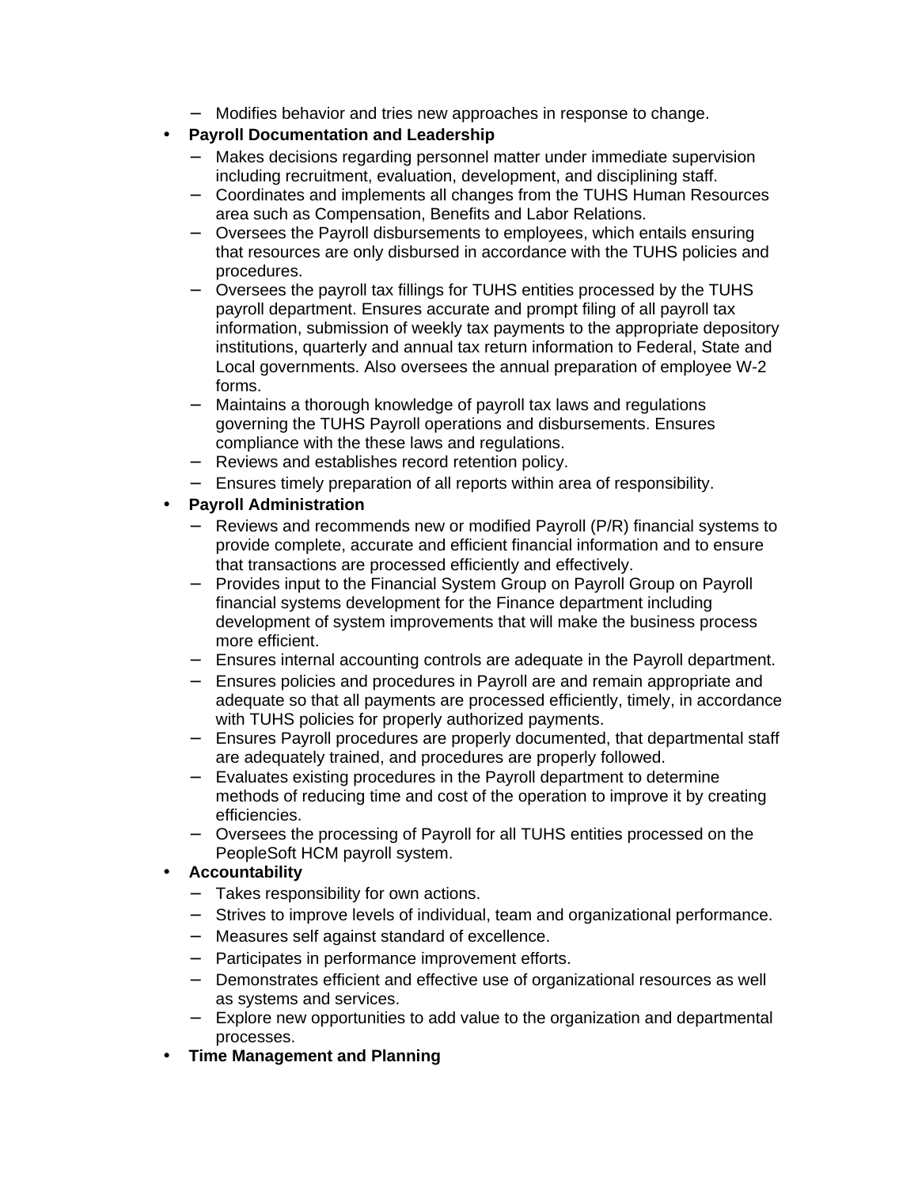- Modifies behavior and tries new approaches in response to change.

- **Payroll Documentation and Leadership**
  - Makes decisions regarding personnel matter under immediate supervision including recruitment, evaluation, development, and disciplining staff.
  - Coordinates and implements all changes from the TUHS Human Resources area such as Compensation, Benefits and Labor Relations.
  - Oversees the Payroll disbursements to employees, which entails ensuring that resources are only disbursed in accordance with the TUHS policies and procedures.
  - Oversees the payroll tax fillings for TUHS entities processed by the TUHS payroll department. Ensures accurate and prompt filing of all payroll tax information, submission of weekly tax payments to the appropriate depository institutions, quarterly and annual tax return information to Federal, State and Local governments. Also oversees the annual preparation of employee W-2 forms.
  - Maintains a thorough knowledge of payroll tax laws and regulations governing the TUHS Payroll operations and disbursements. Ensures compliance with the these laws and regulations.
  - Reviews and establishes record retention policy.
  - Ensures timely preparation of all reports within area of responsibility.

- **Payroll Administration**
  - Reviews and recommends new or modified Payroll (P/R) financial systems to provide complete, accurate and efficient financial information and to ensure that transactions are processed efficiently and effectively.
  - Provides input to the Financial System Group on Payroll Group on Payroll financial systems development for the Finance department including development of system improvements that will make the business process more efficient.
  - Ensures internal accounting controls are adequate in the Payroll department.
  - Ensures policies and procedures in Payroll are and remain appropriate and adequate so that all payments are processed efficiently, timely, in accordance with TUHS policies for properly authorized payments.
  - Ensures Payroll procedures are properly documented, that departmental staff are adequately trained, and procedures are properly followed.
  - Evaluates existing procedures in the Payroll department to determine methods of reducing time and cost of the operation to improve it by creating efficiencies.
  - Oversees the processing of Payroll for all TUHS entities processed on the PeopleSoft HCM payroll system.

- **Accountability**
  - Takes responsibility for own actions.
  - Strives to improve levels of individual, team and organizational performance.
  - Measures self against standard of excellence.
  - Participates in performance improvement efforts.
  - Demonstrates efficient and effective use of organizational resources as well as systems and services.
  - Explore new opportunities to add value to the organization and departmental processes.

- **Time Management and Planning**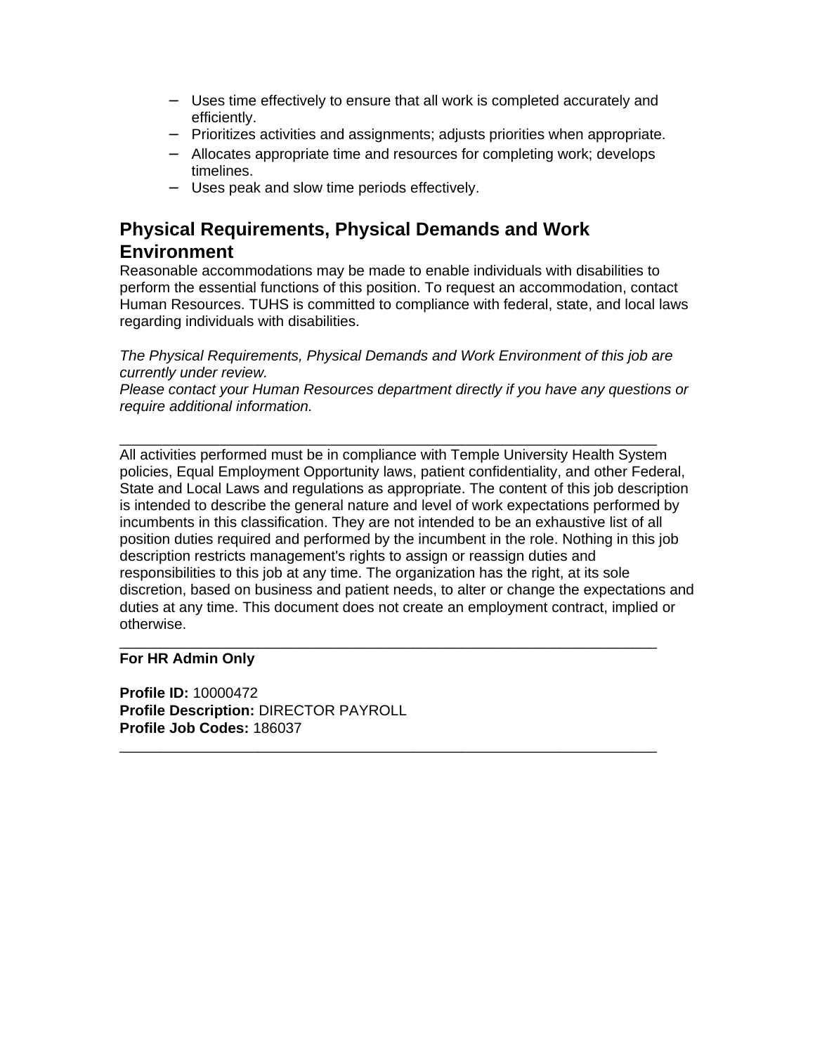- Uses time effectively to ensure that all work is completed accurately and efficiently.
- Prioritizes activities and assignments; adjusts priorities when appropriate.
- Allocates appropriate time and resources for completing work; develops timelines.
- Uses peak and slow time periods effectively.

## Physical Requirements, Physical Demands and Work Environment

Reasonable accommodations may be made to enable individuals with disabilities to perform the essential functions of this position. To request an accommodation, contact Human Resources. TUHS is committed to compliance with federal, state, and local laws regarding individuals with disabilities.

*The Physical Requirements, Physical Demands and Work Environment of this job are currently under review.*
*Please contact your Human Resources department directly if you have any questions or require additional information.*

---

All activities performed must be in compliance with Temple University Health System policies, Equal Employment Opportunity laws, patient confidentiality, and other Federal, State and Local Laws and regulations as appropriate. The content of this job description is intended to describe the general nature and level of work expectations performed by incumbents in this classification. They are not intended to be an exhaustive list of all position duties required and performed by the incumbent in the role. Nothing in this job description restricts management's rights to assign or reassign duties and responsibilities to this job at any time. The organization has the right, at its sole discretion, based on business and patient needs, to alter or change the expectations and duties at any time. This document does not create an employment contract, implied or otherwise.

---

**For HR Admin Only**

**Profile ID:** 10000472
**Profile Description:** DIRECTOR PAYROLL
**Profile Job Codes:** 186037

---